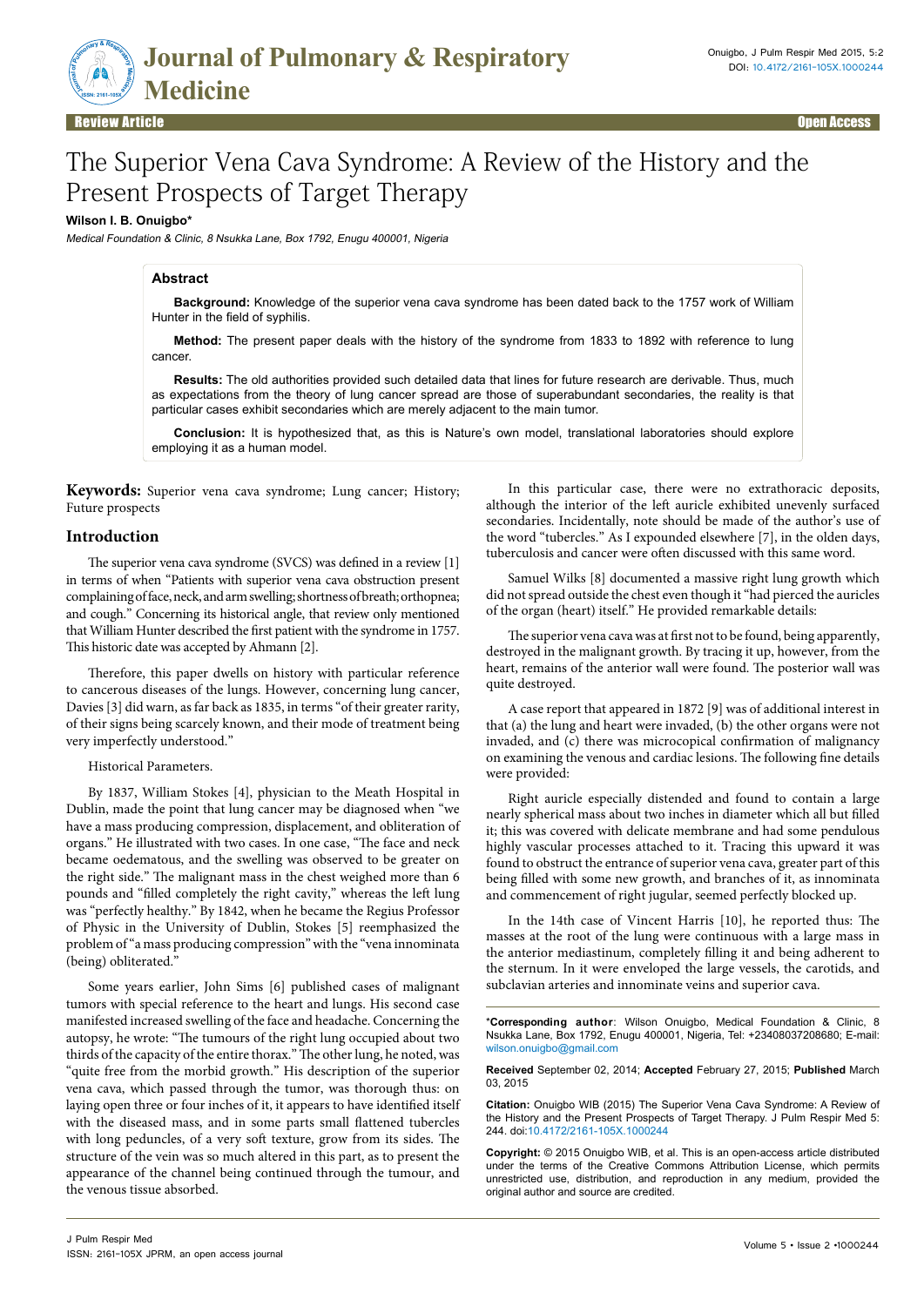Review Article

Open Access

# The Superior Vena Cava Syndrome: A Review of the History and the Present Prospects of Target Therapy

**Wilson I. B. Onuigbo***

*Medical Foundation & Clinic, 8 Nsukka Lane, Box 1792, Enugu 400001, Nigeria*

## Abstract

**Background:** Knowledge of the superior vena cava syndrome has been dated back to the 1757 work of William Hunter in the field of syphilis.

**Method:** The present paper deals with the history of the syndrome from 1833 to 1892 with reference to lung cancer.

**Results:** The old authorities provided such detailed data that lines for future research are derivable. Thus, much as expectations from the theory of lung cancer spread are those of superabundant secondaries, the reality is that particular cases exhibit secondaries which are merely adjacent to the main tumor.

**Conclusion:** It is hypothesized that, as this is Nature's own model, translational laboratories should explore employing it as a human model.

**Keywords:** Superior vena cava syndrome; Lung cancer; History; Future prospects

## Introduction

The superior vena cava syndrome (SVCS) was defined in a review [1] in terms of when "Patients with superior vena cava obstruction present complaining of face, neck, and arm swelling; shortness of breath; orthopnea; and cough." Concerning its historical angle, that review only mentioned that William Hunter described the first patient with the syndrome in 1757. This historic date was accepted by Ahmann [2].

Therefore, this paper dwells on history with particular reference to cancerous diseases of the lungs. However, concerning lung cancer, Davies [3] did warn, as far back as 1835, in terms "of their greater rarity, of their signs being scarcely known, and their mode of treatment being very imperfectly understood."

Historical Parameters.

By 1837, William Stokes [4], physician to the Meath Hospital in Dublin, made the point that lung cancer may be diagnosed when "we have a mass producing compression, displacement, and obliteration of organs." He illustrated with two cases. In one case, "The face and neck became oedematous, and the swelling was observed to be greater on the right side." The malignant mass in the chest weighed more than 6 pounds and "filled completely the right cavity," whereas the left lung was "perfectly healthy." By 1842, when he became the Regius Professor of Physic in the University of Dublin, Stokes [5] reemphasized the problem of "a mass producing compression" with the "vena innominata (being) obliterated."

Some years earlier, John Sims [6] published cases of malignant tumors with special reference to the heart and lungs. His second case manifested increased swelling of the face and headache. Concerning the autopsy, he wrote: "The tumours of the right lung occupied about two thirds of the capacity of the entire thorax." The other lung, he noted, was "quite free from the morbid growth." His description of the superior vena cava, which passed through the tumor, was thorough thus: on laying open three or four inches of it, it appears to have identified itself with the diseased mass, and in some parts small flattened tubercles with long peduncles, of a very soft texture, grow from its sides. The structure of the vein was so much altered in this part, as to present the appearance of the channel being continued through the tumour, and the venous tissue absorbed.

In this particular case, there were no extrathoracic deposits, although the interior of the left auricle exhibited unevenly surfaced secondaries. Incidentally, note should be made of the author's use of the word "tubercles." As I expounded elsewhere [7], in the olden days, tuberculosis and cancer were often discussed with this same word.

Samuel Wilks [8] documented a massive right lung growth which did not spread outside the chest even though it "had pierced the auricles of the organ (heart) itself." He provided remarkable details:

The superior vena cava was at first not to be found, being apparently, destroyed in the malignant growth. By tracing it up, however, from the heart, remains of the anterior wall were found. The posterior wall was quite destroyed.

A case report that appeared in 1872 [9] was of additional interest in that (a) the lung and heart were invaded, (b) the other organs were not invaded, and (c) there was microcopical confirmation of malignancy on examining the venous and cardiac lesions. The following fine details were provided:

Right auricle especially distended and found to contain a large nearly spherical mass about two inches in diameter which all but filled it; this was covered with delicate membrane and had some pendulous highly vascular processes attached to it. Tracing this upward it was found to obstruct the entrance of superior vena cava, greater part of this being filled with some new growth, and branches of it, as innominata and commencement of right jugular, seemed perfectly blocked up.

In the 14th case of Vincent Harris [10], he reported thus: The masses at the root of the lung were continuous with a large mass in the anterior mediastinum, completely filling it and being adherent to the sternum. In it were enveloped the large vessels, the carotids, and subclavian arteries and innominate veins and superior cava.

---

***Corresponding author**: Wilson Onuigbo, Medical Foundation & Clinic, 8 Nsukka Lane, Box 1792, Enugu 400001, Nigeria, Tel: +23408037208680; E-mail: wilson.onuigbo@gmail.com

**Received** September 02, 2014; **Accepted** February 27, 2015; **Published** March 03, 2015

**Citation:** Onuigbo WIB (2015) The Superior Vena Cava Syndrome: A Review of the History and the Present Prospects of Target Therapy. J Pulm Respir Med 5: 244. doi:10.4172/2161-105X.1000244

**Copyright:** © 2015 Onuigbo WIB, et al. This is an open-access article distributed under the terms of the Creative Commons Attribution License, which permits unrestricted use, distribution, and reproduction in any medium, provided the original author and source are credited.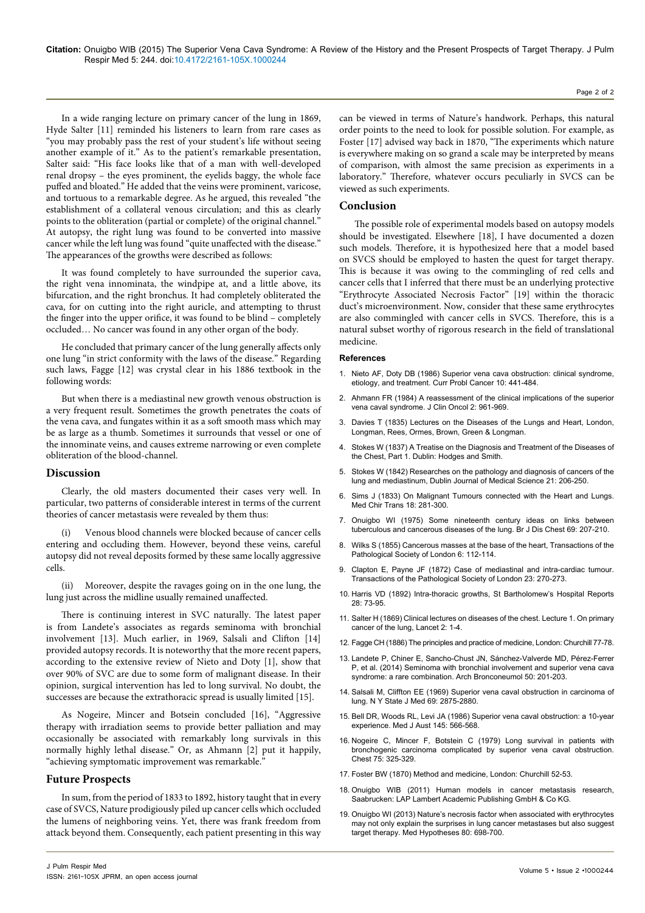In a wide ranging lecture on primary cancer of the lung in 1869, Hyde Salter [11] reminded his listeners to learn from rare cases as "you may probably pass the rest of your student's life without seeing another example of it." As to the patient's remarkable presentation, Salter said: "His face looks like that of a man with well-developed renal dropsy – the eyes prominent, the eyelids baggy, the whole face puffed and bloated." He added that the veins were prominent, varicose, and tortuous to a remarkable degree. As he argued, this revealed "the establishment of a collateral venous circulation; and this as clearly points to the obliteration (partial or complete) of the original channel." At autopsy, the right lung was found to be converted into massive cancer while the left lung was found "quite unaffected with the disease." The appearances of the growths were described as follows:

It was found completely to have surrounded the superior cava, the right vena innominata, the windpipe at, and a little above, its bifurcation, and the right bronchus. It had completely obliterated the cava, for on cutting into the right auricle, and attempting to thrust the finger into the upper orifice, it was found to be blind – completely occluded… No cancer was found in any other organ of the body.

He concluded that primary cancer of the lung generally affects only one lung "in strict conformity with the laws of the disease." Regarding such laws, Fagge [12] was crystal clear in his 1886 textbook in the following words:

But when there is a mediastinal new growth venous obstruction is a very frequent result. Sometimes the growth penetrates the coats of the vena cava, and fungates within it as a soft smooth mass which may be as large as a thumb. Sometimes it surrounds that vessel or one of the innominate veins, and causes extreme narrowing or even complete obliteration of the blood-channel.

## Discussion

Clearly, the old masters documented their cases very well. In particular, two patterns of considerable interest in terms of the current theories of cancer metastasis were revealed by them thus:

(i) Venous blood channels were blocked because of cancer cells entering and occluding them. However, beyond these veins, careful autopsy did not reveal deposits formed by these same locally aggressive cells.

(ii) Moreover, despite the ravages going on in the one lung, the lung just across the midline usually remained unaffected.

There is continuing interest in SVC naturally. The latest paper is from Landete's associates as regards seminoma with bronchial involvement [13]. Much earlier, in 1969, Salsali and Clifton [14] provided autopsy records. It is noteworthy that the more recent papers, according to the extensive review of Nieto and Doty [1], show that over 90% of SVC are due to some form of malignant disease. In their opinion, surgical intervention has led to long survival. No doubt, the successes are because the extrathoracic spread is usually limited [15].

As Nogeire, Mincer and Botsein concluded [16], "Aggressive therapy with irradiation seems to provide better palliation and may occasionally be associated with remarkably long survivals in this normally highly lethal disease." Or, as Ahmann [2] put it happily, "achieving symptomatic improvement was remarkable."

## Future Prospects

In sum, from the period of 1833 to 1892, history taught that in every case of SVCS, Nature prodigiously piled up cancer cells which occluded the lumens of neighboring veins. Yet, there was frank freedom from attack beyond them. Consequently, each patient presenting in this way can be viewed in terms of Nature's handwork. Perhaps, this natural order points to the need to look for possible solution. For example, as Foster [17] advised way back in 1870, "The experiments which nature is everywhere making on so grand a scale may be interpreted by means of comparison, with almost the same precision as experiments in a laboratory." Therefore, whatever occurs peculiarly in SVCS can be viewed as such experiments.

## Conclusion

The possible role of experimental models based on autopsy models should be investigated. Elsewhere [18], I have documented a dozen such models. Therefore, it is hypothesized here that a model based on SVCS should be employed to hasten the quest for target therapy. This is because it was owing to the commingling of red cells and cancer cells that I inferred that there must be an underlying protective "Erythrocyte Associated Necrosis Factor" [19] within the thoracic duct's microenvironment. Now, consider that these same erythrocytes are also commingled with cancer cells in SVCS. Therefore, this is a natural subset worthy of rigorous research in the field of translational medicine.

### References

1. Nieto AF, Doty DB (1986) Superior vena cava obstruction: clinical syndrome, etiology, and treatment. Curr Probl Cancer 10: 441-484.
2. Ahmann FR (1984) A reassessment of the clinical implications of the superior vena caval syndrome. J Clin Oncol 2: 961-969.
3. Davies T (1835) Lectures on the Diseases of the Lungs and Heart, London, Longman, Rees, Ormes, Brown, Green & Longman.
4. Stokes W (1837) A Treatise on the Diagnosis and Treatment of the Diseases of the Chest, Part 1. Dublin: Hodges and Smith.
5. Stokes W (1842) Researches on the pathology and diagnosis of cancers of the lung and mediastinum, Dublin Journal of Medical Science 21: 206-250.
6. Sims J (1833) On Malignant Tumours connected with the Heart and Lungs. Med Chir Trans 18: 281-300.
7. Onuigbo WI (1975) Some nineteenth century ideas on links between tuberculous and cancerous diseases of the lung. Br J Dis Chest 69: 207-210.
8. Wilks S (1855) Cancerous masses at the base of the heart, Transactions of the Pathological Society of London 6: 112-114.
9. Clapton E, Payne JF (1872) Case of mediastinal and intra-cardiac tumour. Transactions of the Pathological Society of London 23: 270-273.
10. Harris VD (1892) Intra-thoracic growths, St Bartholomew's Hospital Reports 28: 73-95.
11. Salter H (1869) Clinical lectures on diseases of the chest. Lecture 1. On primary cancer of the lung, Lancet 2: 1-4.
12. Fagge CH (1886) The principles and practice of medicine, London: Churchill 77-78.
13. Landete P, Chiner E, Sancho-Chust JN, Sánchez-Valverde MD, Pérez-Ferrer P, et al. (2014) Seminoma with bronchial involvement and superior vena cava syndrome: a rare combination. Arch Bronconeumol 50: 201-203.
14. Salsali M, Cliffton EE (1969) Superior vena caval obstruction in carcinoma of lung. N Y State J Med 69: 2875-2880.
15. Bell DR, Woods RL, Levi JA (1986) Superior vena caval obstruction: a 10-year experience. Med J Aust 145: 566-568.
16. Nogeire C, Mincer F, Botstein C (1979) Long survival in patients with bronchogenic carcinoma complicated by superior vena caval obstruction. Chest 75: 325-329.
17. Foster BW (1870) Method and medicine, London: Churchill 52-53.
18. Onuigbo WIB (2011) Human models in cancer metastasis research, Saabrucken: LAP Lambert Academic Publishing GmbH & Co KG.
19. Onuigbo WI (2013) Nature's necrosis factor when associated with erythrocytes may not only explain the surprises in lung cancer metastases but also suggest target therapy. Med Hypotheses 80: 698-700.